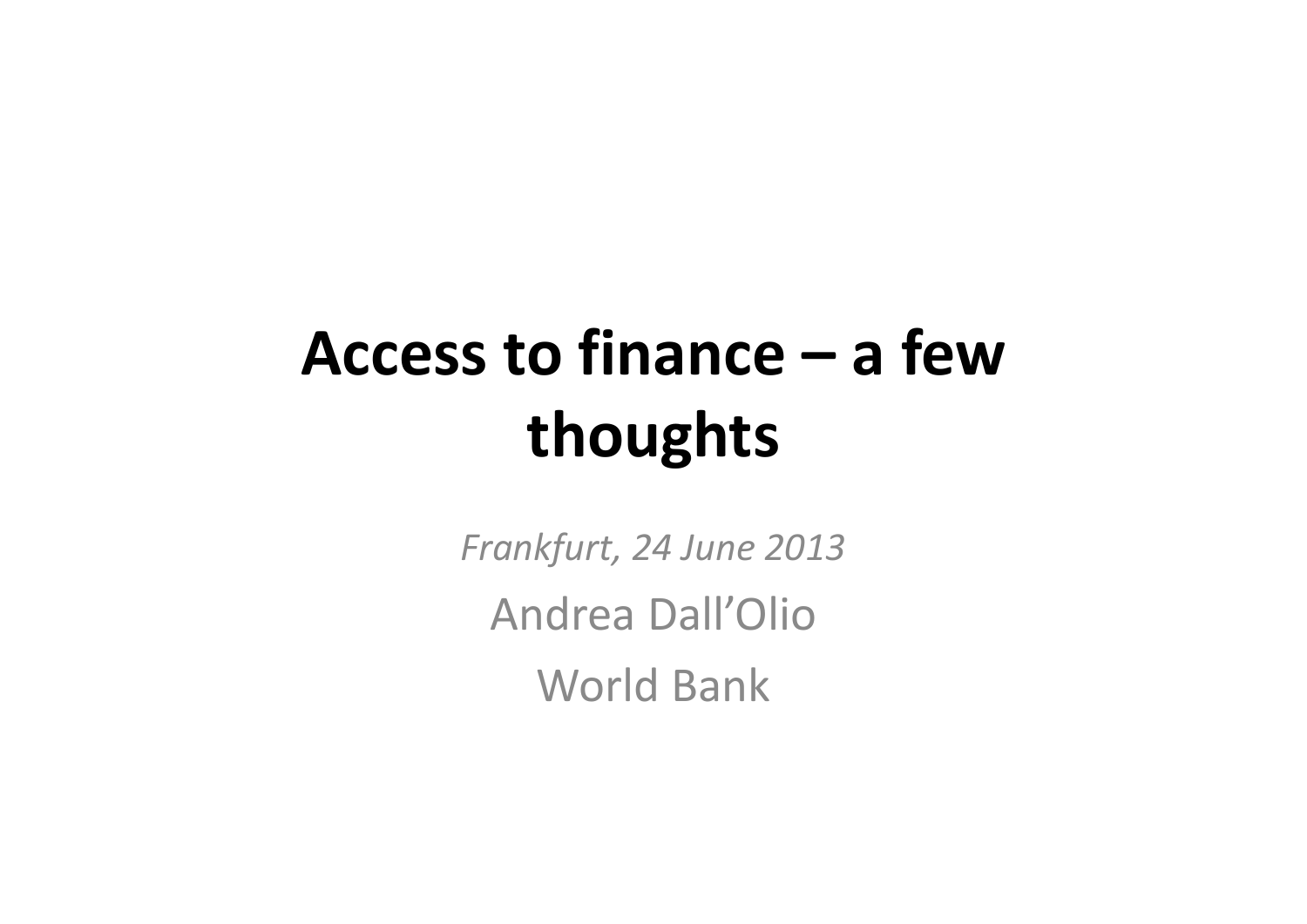# Access to finance – a few thoughts

*Frankfurt, 24 June 2013*

Andrea Dall'Olio

World Bank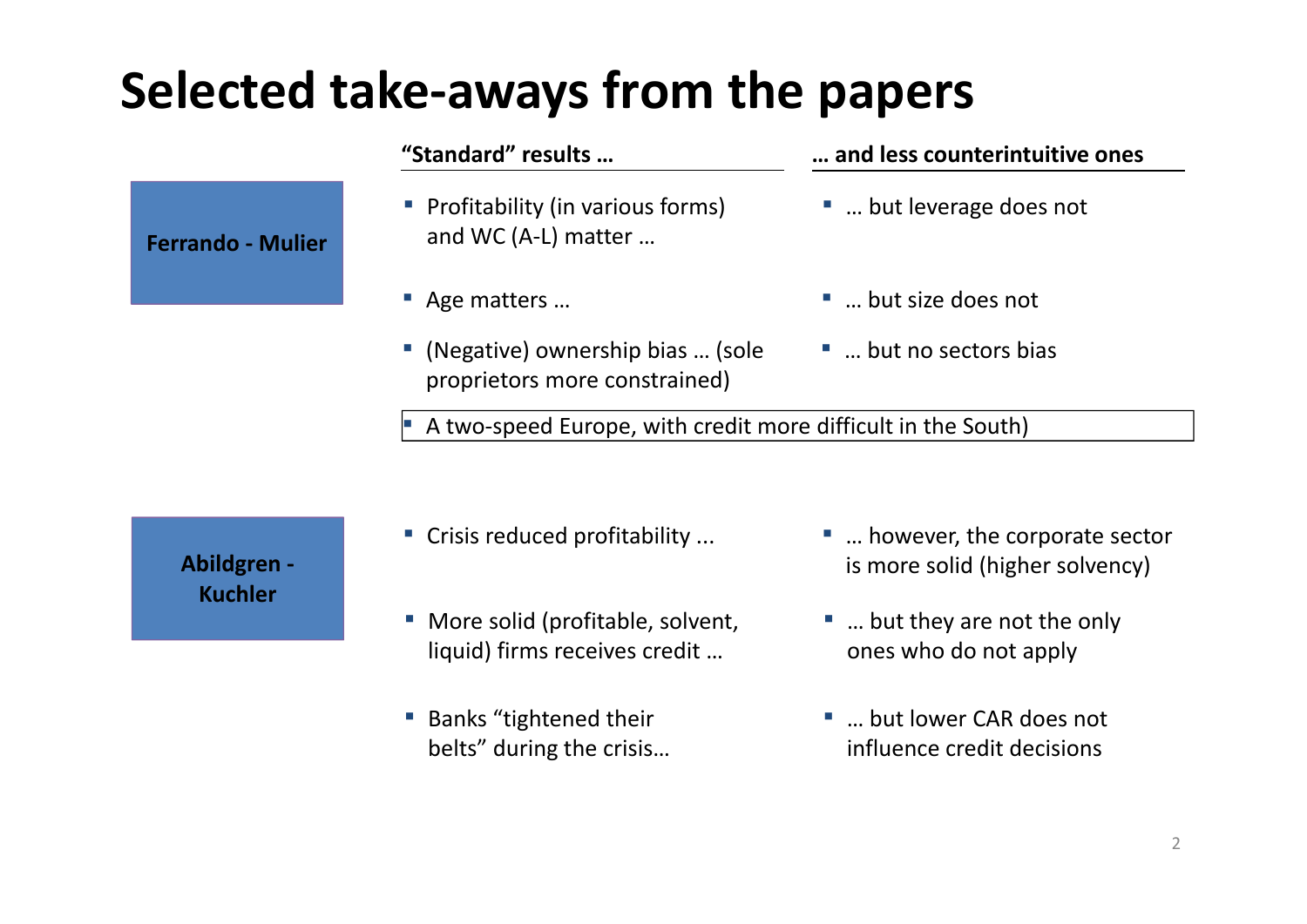# Selected take-aways from the papers

| | "Standard" results … | … and less counterintuitive ones |
|---|---|---|
| **Ferrando - Mulier** | Profitability (in various forms) and WC (A-L) matter … | … but leverage does not |
| | Age matters … | … but size does not |
| | (Negative) ownership bias … (sole proprietors more constrained) | … but no sectors bias |
| | A two-speed Europe, with credit more difficult in the South) | |
| **Abildgren - Kuchler** | Crisis reduced profitability ... | … however, the corporate sector is more solid (higher solvency) |
| | More solid (profitable, solvent, liquid) firms receives credit … | … but they are not the only ones who do not apply |
| | Banks "tightened their belts" during the crisis… | … but lower CAR does not influence credit decisions |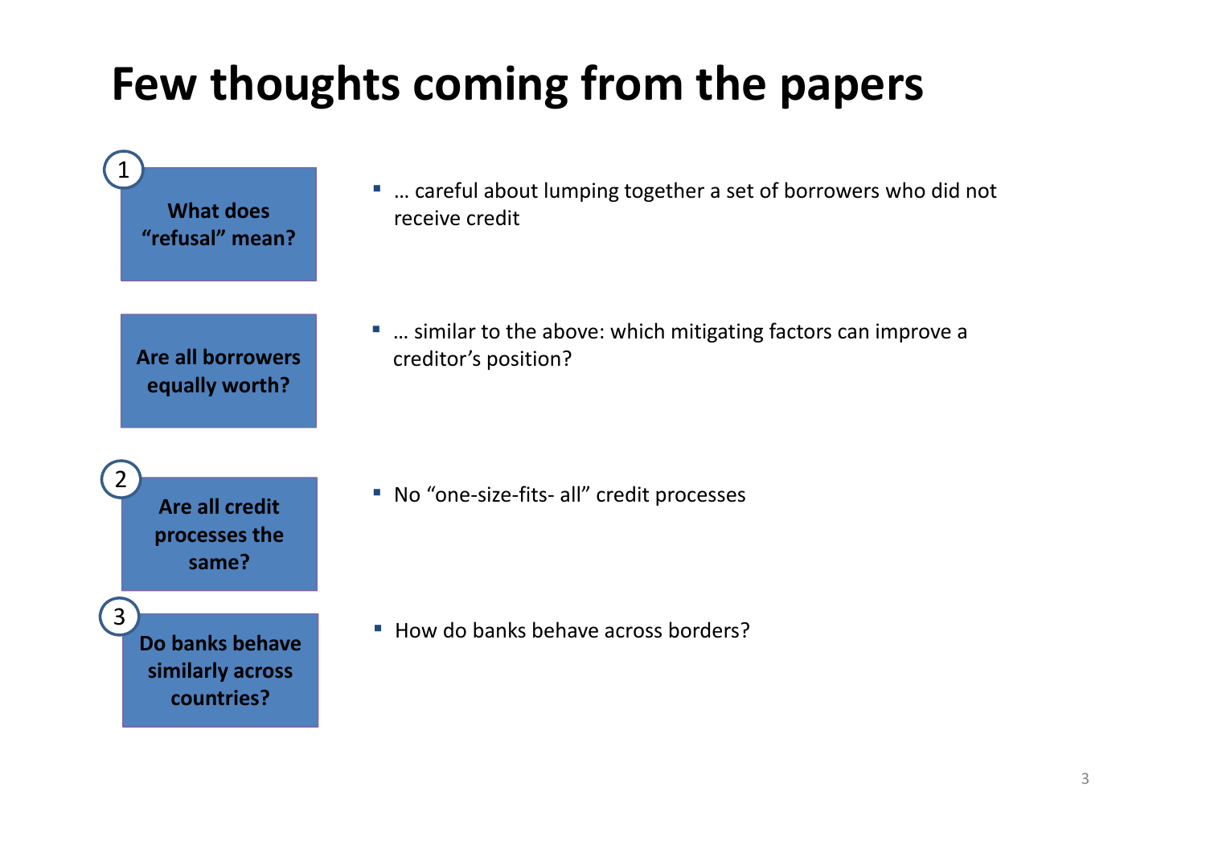# Few thoughts coming from the papers

**1 — What does "refusal" mean?**

- … careful about lumping together a set of borrowers who did not receive credit

**Are all borrowers equally worth?**

- … similar to the above: which mitigating factors can improve a creditor's position?

**2 — Are all credit processes the same?**

- No "one-size-fits- all" credit processes

**3 — Do banks behave similarly across countries?**

- How do banks behave across borders?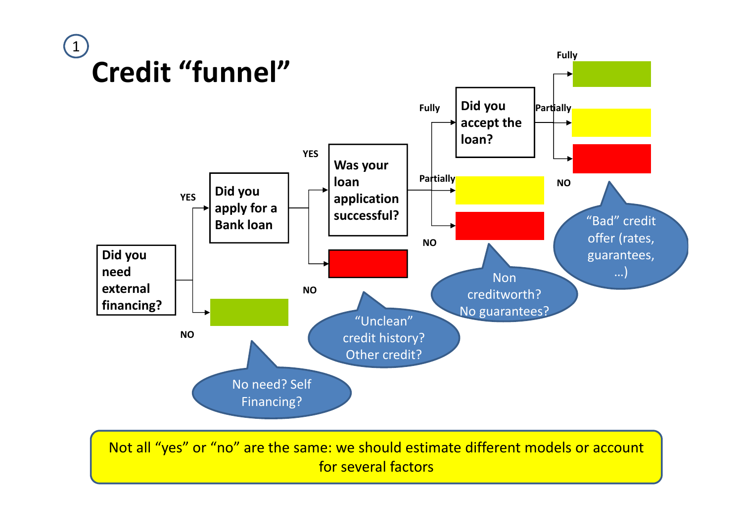# Credit "funnel"

Did you need external financing?

- YES → Did you apply for a Bank loan
  - YES → Was your loan application successful?
    - Fully → Did you accept the loan?
      - Fully
      - Partially
      - NO
    - Partially
    - NO
  - NO
- NO

No need? Self Financing?

"Unclean" credit history? Other credit?

Non creditworth? No guarantees?

"Bad" credit offer (rates, guarantees, …)

Not all "yes" or "no" are the same: we should estimate different models or account for several factors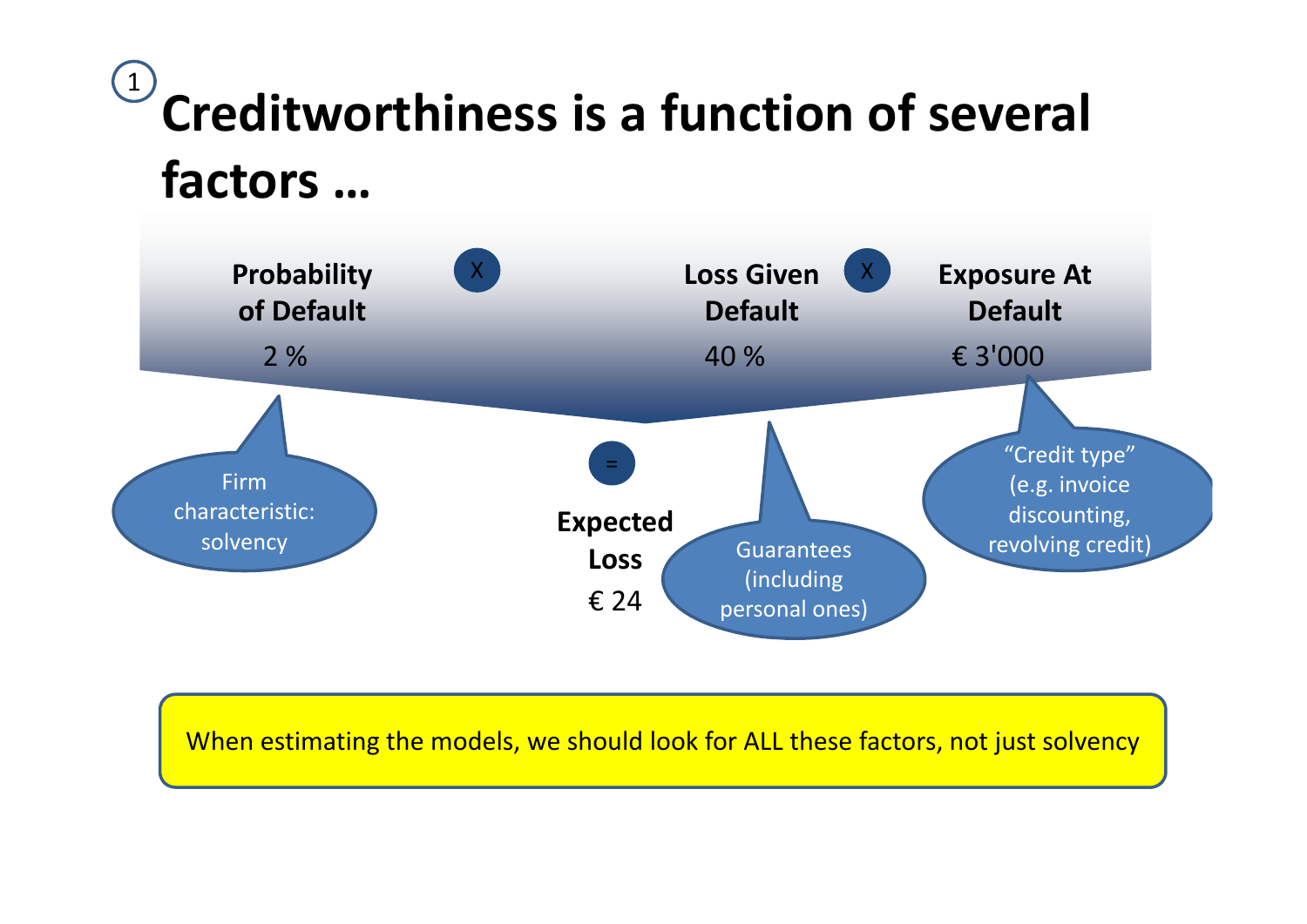# Creditworthiness is a function of several factors …

**Probability of Default**
2 %

X

**Loss Given Default**
40 %

X

**Exposure At Default**
€ 3'000

=

**Expected Loss**
€ 24

Firm characteristic: solvency

Guarantees (including personal ones)

"Credit type" (e.g. invoice discounting, revolving credit)

When estimating the models, we should look for ALL these factors, not just solvency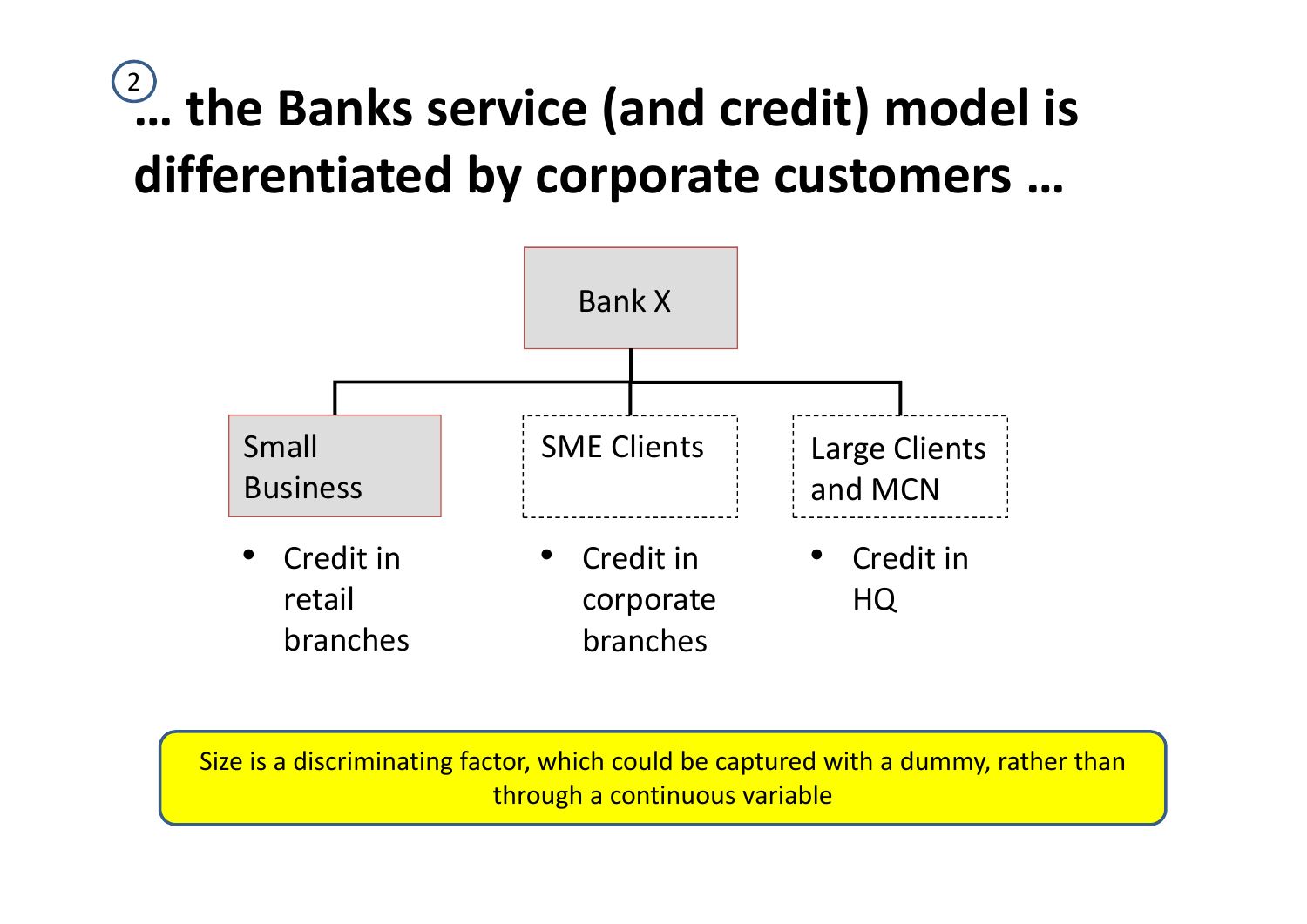# ② … the Banks service (and credit) model is differentiated by corporate customers …

Bank X

- **Small Business**
  - Credit in retail branches
- **SME Clients**
  - Credit in corporate branches
- **Large Clients and MCN**
  - Credit in HQ

Size is a discriminating factor, which could be captured with a dummy, rather than through a continuous variable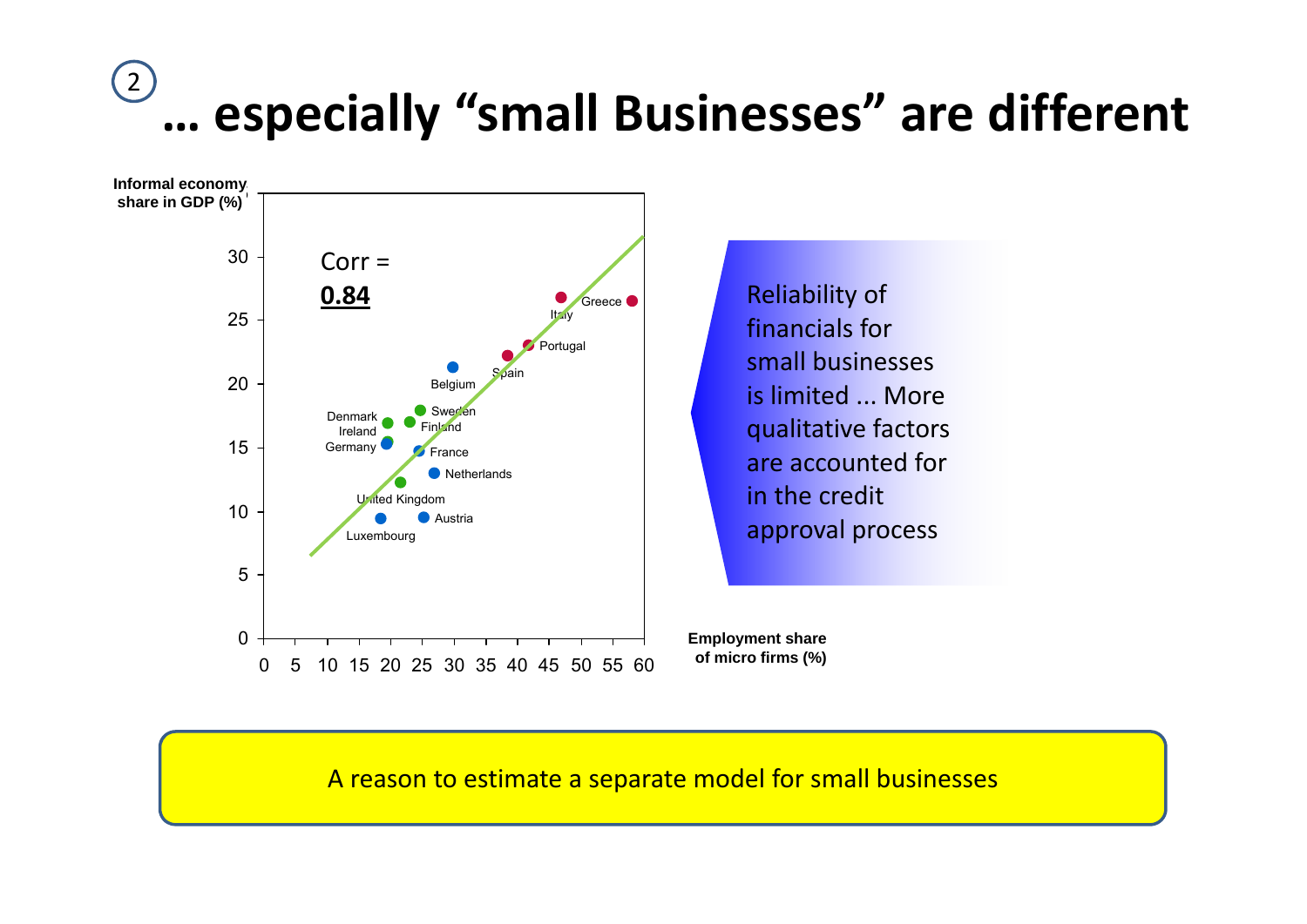# ② … especially "small Businesses" are different

Informal economy share in GDP (%)

Corr = **0.84**

Employment share of micro firms (%)

Reliability of financials for small businesses is limited … More qualitative factors are accounted for in the credit approval process

A reason to estimate a separate model for small businesses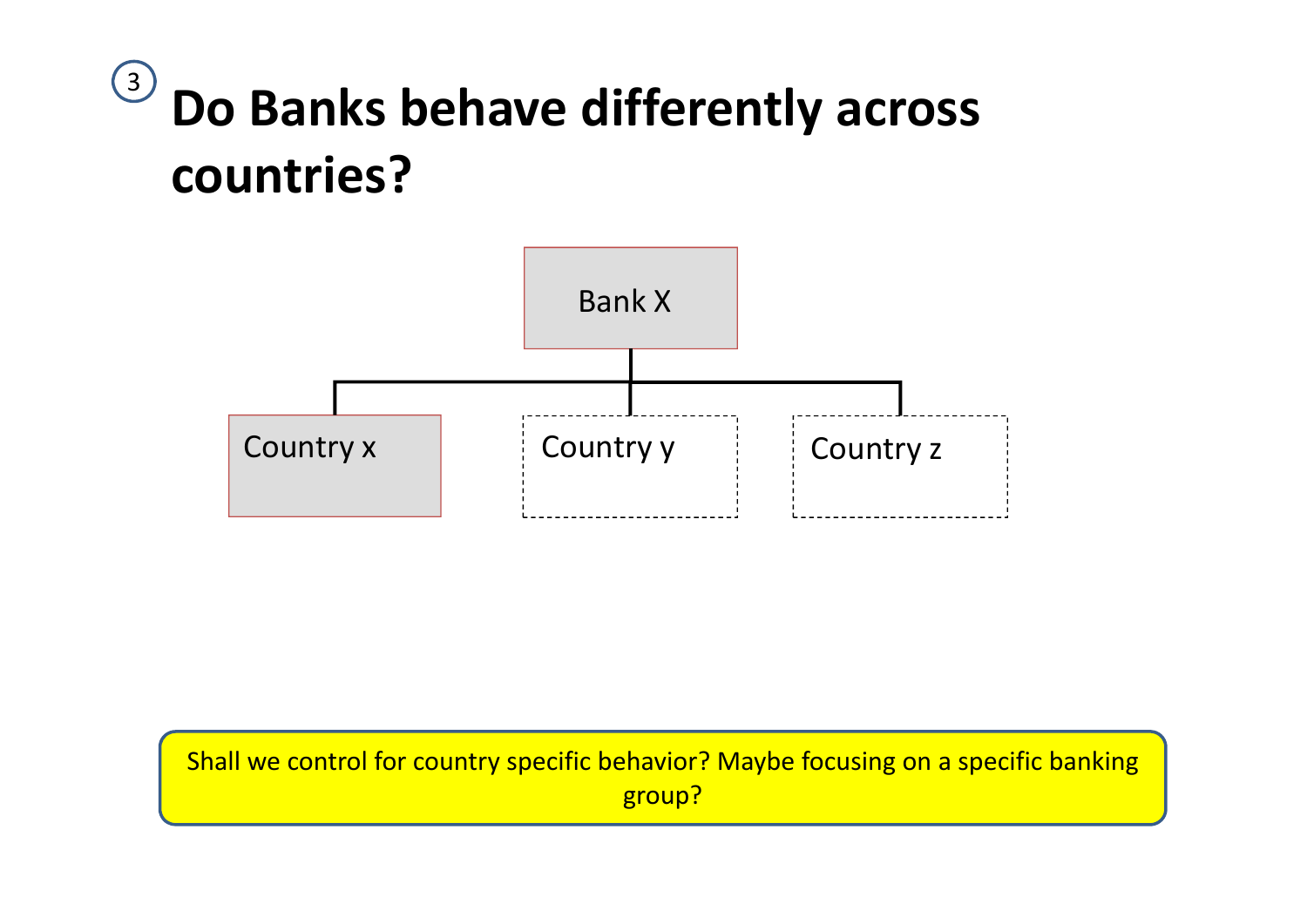3

# Do Banks behave differently across countries?

Bank X

Country x

Country y

Country z

Shall we control for country specific behavior? Maybe focusing on a specific banking group?